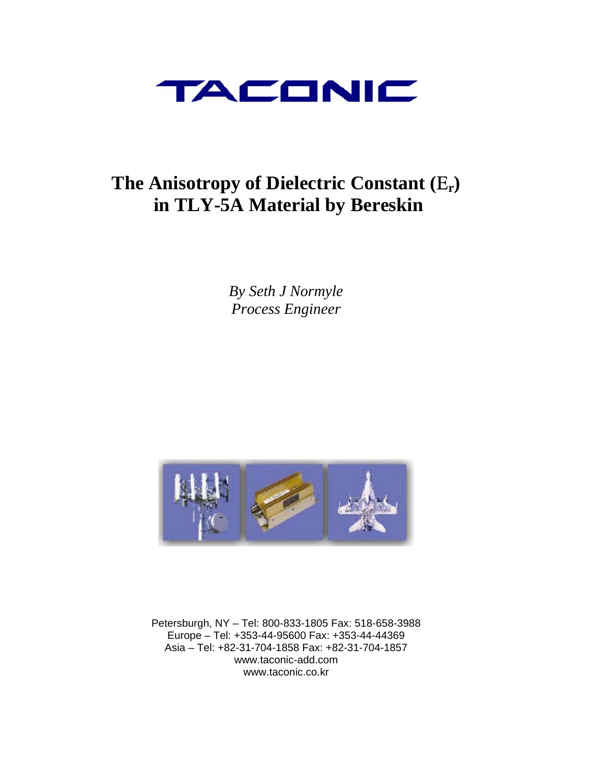# TACONIC

# The Anisotropy of Dielectric Constant ($\mathcal{E}_r$) in TLY-5A Material by Bereskin

*By Seth J Normyle*
*Process Engineer*

Petersburgh, NY – Tel: 800-833-1805 Fax: 518-658-3988
Europe – Tel: +353-44-95600 Fax: +353-44-44369
Asia – Tel: +82-31-704-1858 Fax: +82-31-704-1857
www.taconic-add.com
www.taconic.co.kr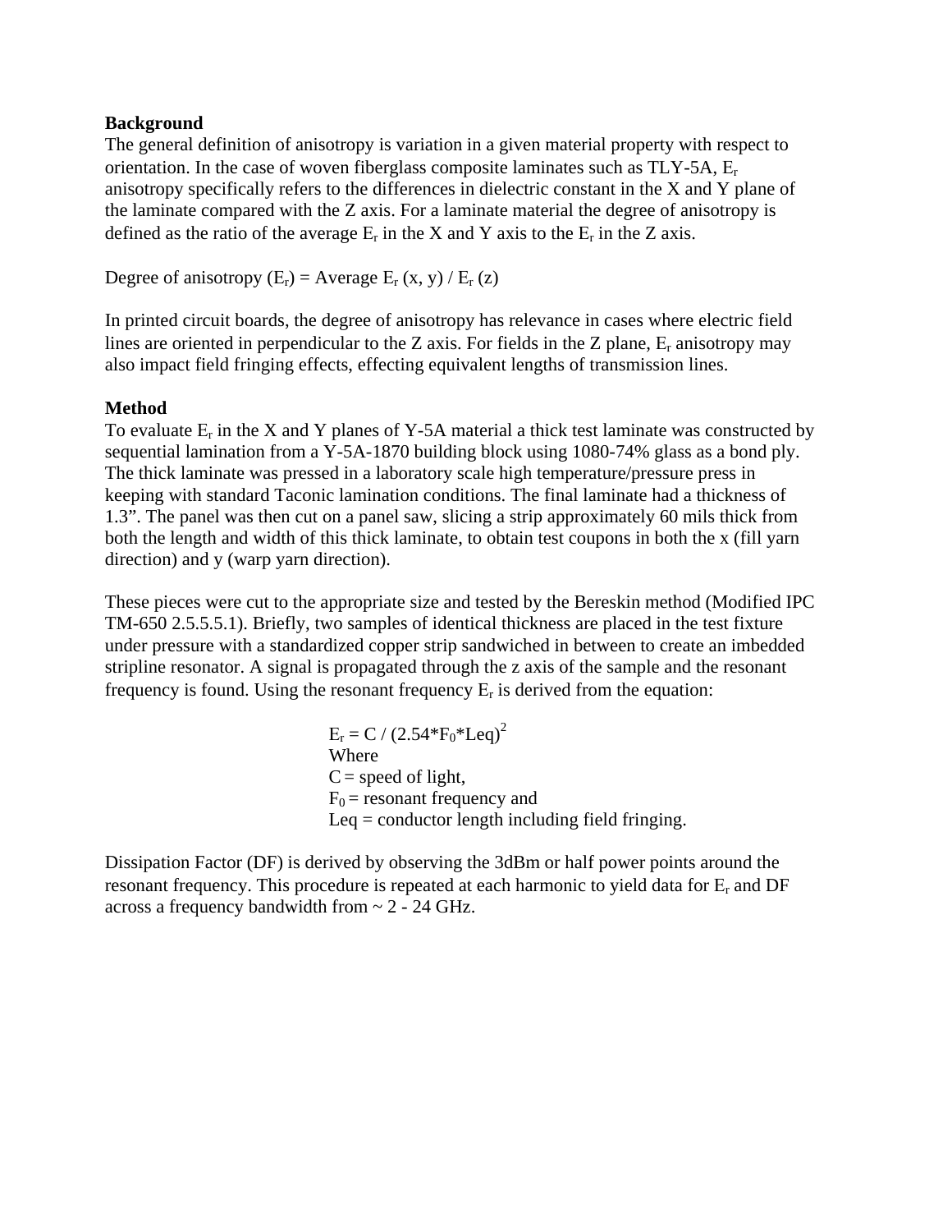**Background**

The general definition of anisotropy is variation in a given material property with respect to orientation. In the case of woven fiberglass composite laminates such as TLY-5A, $E_r$ anisotropy specifically refers to the differences in dielectric constant in the X and Y plane of the laminate compared with the Z axis. For a laminate material the degree of anisotropy is defined as the ratio of the average $E_r$ in the X and Y axis to the $E_r$ in the Z axis.

Degree of anisotropy ($E_r$) = Average $E_r$ (x, y) / $E_r$ (z)

In printed circuit boards, the degree of anisotropy has relevance in cases where electric field lines are oriented in perpendicular to the Z axis. For fields in the Z plane, $E_r$ anisotropy may also impact field fringing effects, effecting equivalent lengths of transmission lines.

**Method**

To evaluate $E_r$ in the X and Y planes of Y-5A material a thick test laminate was constructed by sequential lamination from a Y-5A-1870 building block using 1080-74% glass as a bond ply. The thick laminate was pressed in a laboratory scale high temperature/pressure press in keeping with standard Taconic lamination conditions. The final laminate had a thickness of 1.3". The panel was then cut on a panel saw, slicing a strip approximately 60 mils thick from both the length and width of this thick laminate, to obtain test coupons in both the x (fill yarn direction) and y (warp yarn direction).

These pieces were cut to the appropriate size and tested by the Bereskin method (Modified IPC TM-650 2.5.5.5.1). Briefly, two samples of identical thickness are placed in the test fixture under pressure with a standardized copper strip sandwiched in between to create an imbedded stripline resonator. A signal is propagated through the z axis of the sample and the resonant frequency is found. Using the resonant frequency $E_r$ is derived from the equation:

$$E_r = C / (2.54 * F_0 * Leq)^2$$

Where
C = speed of light,
$F_0$ = resonant frequency and
Leq = conductor length including field fringing.

Dissipation Factor (DF) is derived by observing the 3dBm or half power points around the resonant frequency. This procedure is repeated at each harmonic to yield data for $E_r$ and DF across a frequency bandwidth from ~ 2 - 24 GHz.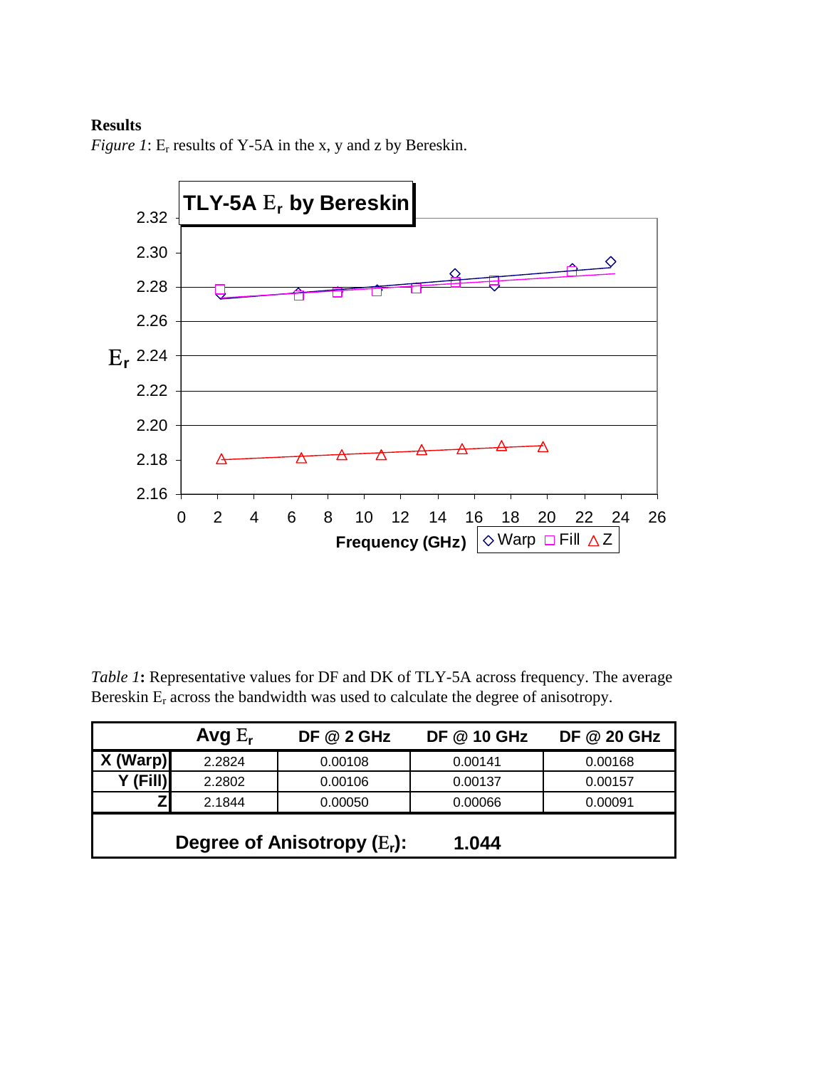**Results**

*Figure 1*: $E_r$ results of Y-5A in the x, y and z by Bereskin.

*Table 1*: Representative values for DF and DK of TLY-5A across frequency. The average Bereskin $E_r$ across the bandwidth was used to calculate the degree of anisotropy.

| | Avg $E_r$ | DF @ 2 GHz | DF @ 10 GHz | DF @ 20 GHz |
|---|---|---|---|---|
| X (Warp) | 2.2824 | 0.00108 | 0.00141 | 0.00168 |
| Y (Fill) | 2.2802 | 0.00106 | 0.00137 | 0.00157 |
| Z | 2.1844 | 0.00050 | 0.00066 | 0.00091 |
| **Degree of Anisotropy ($E_r$):** | | **1.044** | | |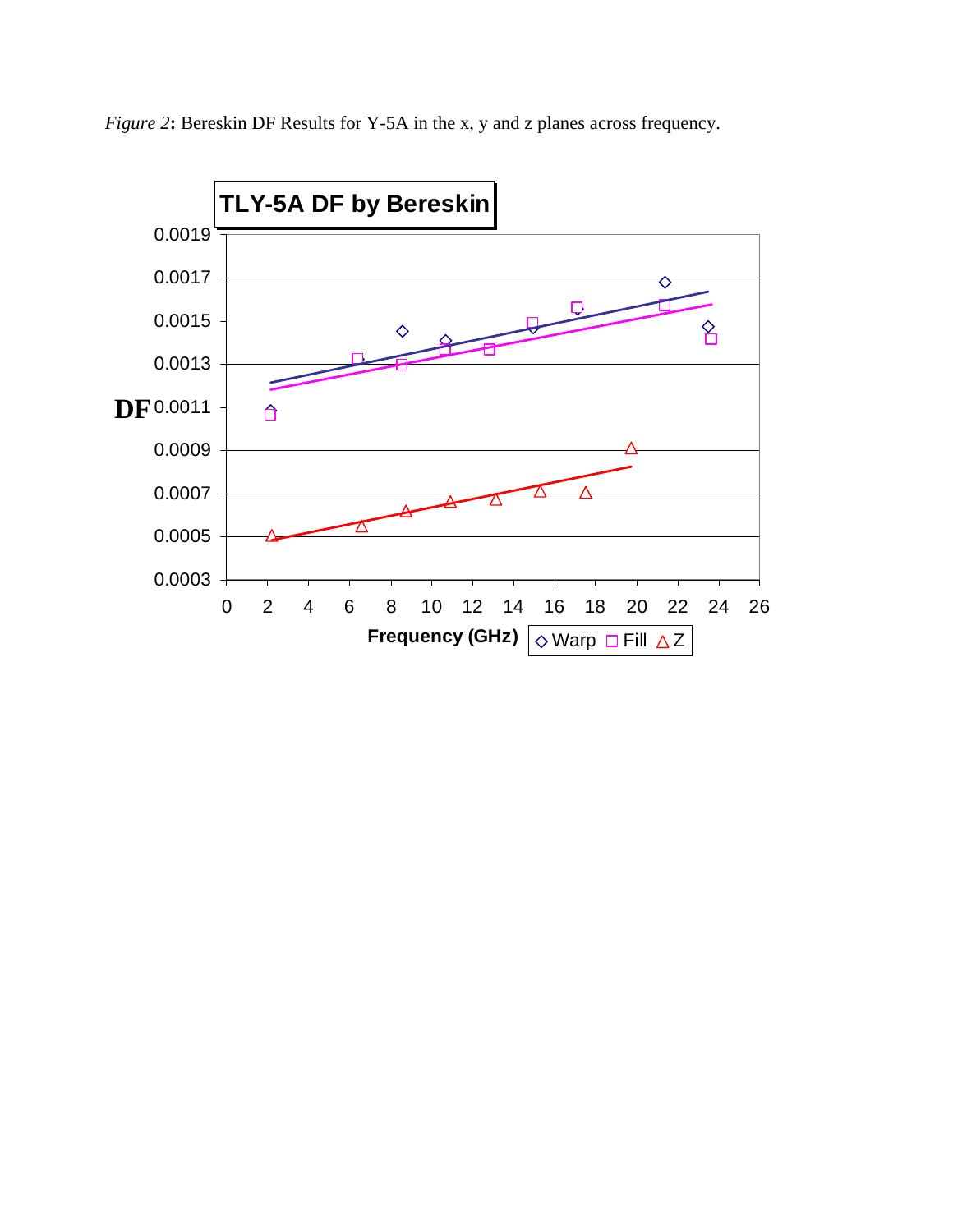*Figure 2*: Bereskin DF Results for Y-5A in the x, y and z planes across frequency.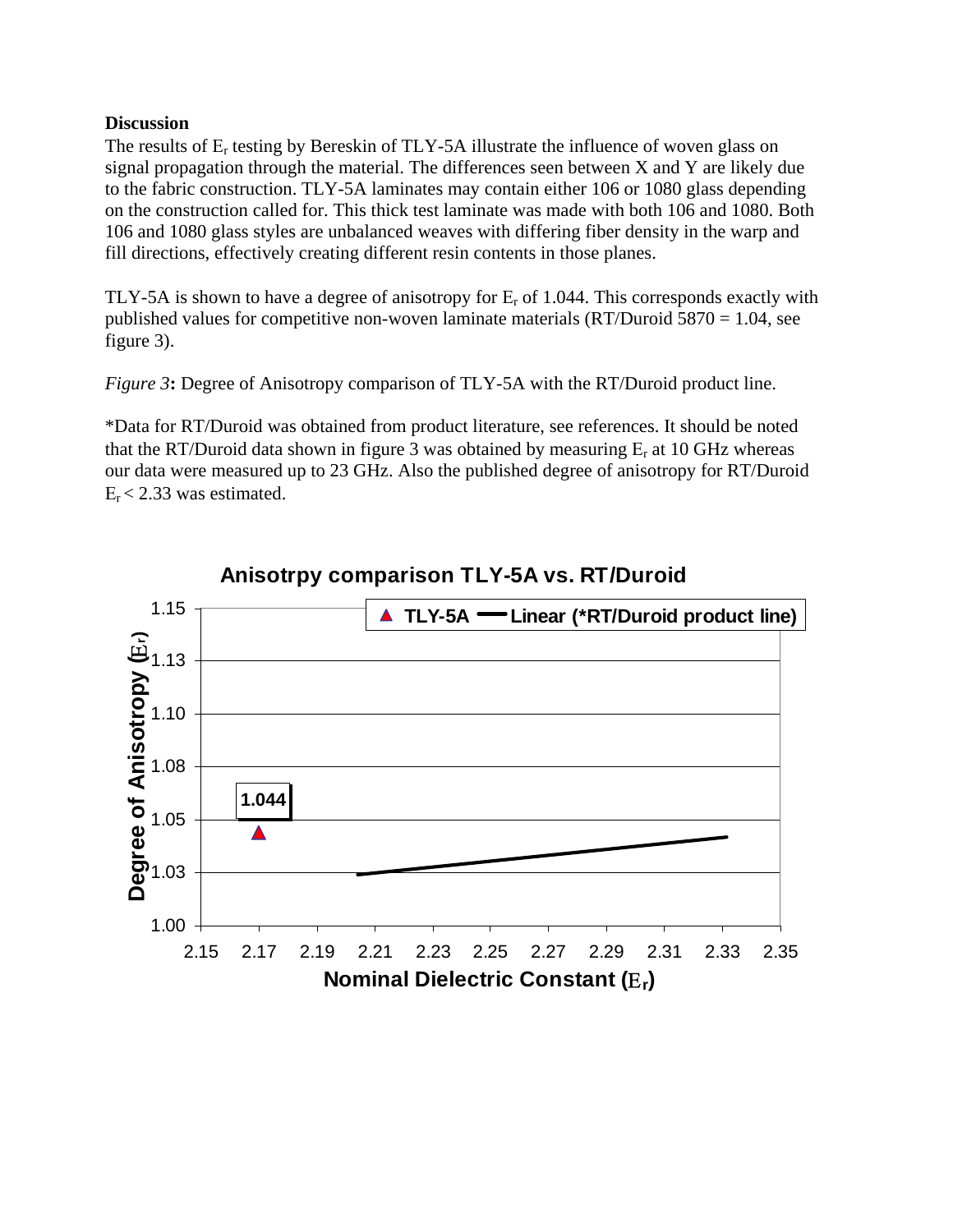**Discussion**

The results of $E_r$ testing by Bereskin of TLY-5A illustrate the influence of woven glass on signal propagation through the material. The differences seen between X and Y are likely due to the fabric construction. TLY-5A laminates may contain either 106 or 1080 glass depending on the construction called for. This thick test laminate was made with both 106 and 1080. Both 106 and 1080 glass styles are unbalanced weaves with differing fiber density in the warp and fill directions, effectively creating different resin contents in those planes.

TLY-5A is shown to have a degree of anisotropy for $E_r$ of 1.044. This corresponds exactly with published values for competitive non-woven laminate materials (RT/Duroid 5870 = 1.04, see figure 3).

*Figure 3*: Degree of Anisotropy comparison of TLY-5A with the RT/Duroid product line.

*Data for RT/Duroid was obtained from product literature, see references. It should be noted that the RT/Duroid data shown in figure 3 was obtained by measuring $E_r$ at 10 GHz whereas our data were measured up to 23 GHz. Also the published degree of anisotropy for RT/Duroid $E_r < 2.33$ was estimated.

**Anisotrpy comparison TLY-5A vs. RT/Duroid**

Legend: ▲ TLY-5A — Linear (*RT/Duroid product line)

Y-axis: Degree of Anisotropy ($E_r$) — 1.00, 1.03, 1.05, 1.08, 1.10, 1.13, 1.15

X-axis: Nominal Dielectric Constant ($E_r$) — 2.15, 2.17, 2.19, 2.21, 2.23, 2.25, 2.27, 2.29, 2.31, 2.33, 2.35

Data label: 1.044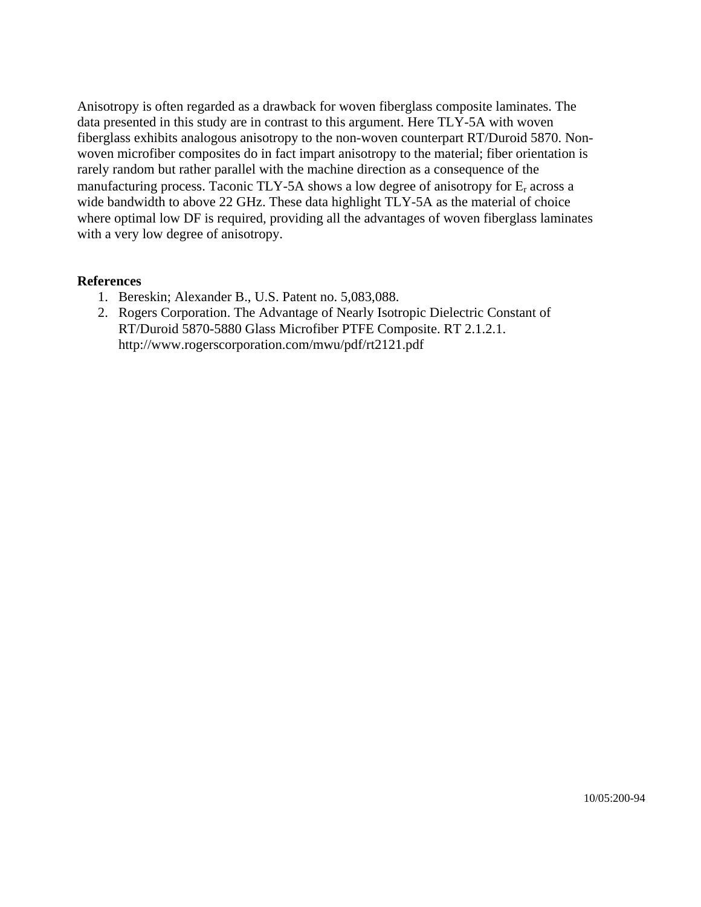Anisotropy is often regarded as a drawback for woven fiberglass composite laminates. The data presented in this study are in contrast to this argument. Here TLY-5A with woven fiberglass exhibits analogous anisotropy to the non-woven counterpart RT/Duroid 5870. Non-woven microfiber composites do in fact impart anisotropy to the material; fiber orientation is rarely random but rather parallel with the machine direction as a consequence of the manufacturing process. Taconic TLY-5A shows a low degree of anisotropy for $E_r$ across a wide bandwidth to above 22 GHz. These data highlight TLY-5A as the material of choice where optimal low DF is required, providing all the advantages of woven fiberglass laminates with a very low degree of anisotropy.

**References**

1. Bereskin; Alexander B., U.S. Patent no. 5,083,088.
2. Rogers Corporation. The Advantage of Nearly Isotropic Dielectric Constant of RT/Duroid 5870-5880 Glass Microfiber PTFE Composite. RT 2.1.2.1. http://www.rogerscorporation.com/mwu/pdf/rt2121.pdf

10/05:200-94